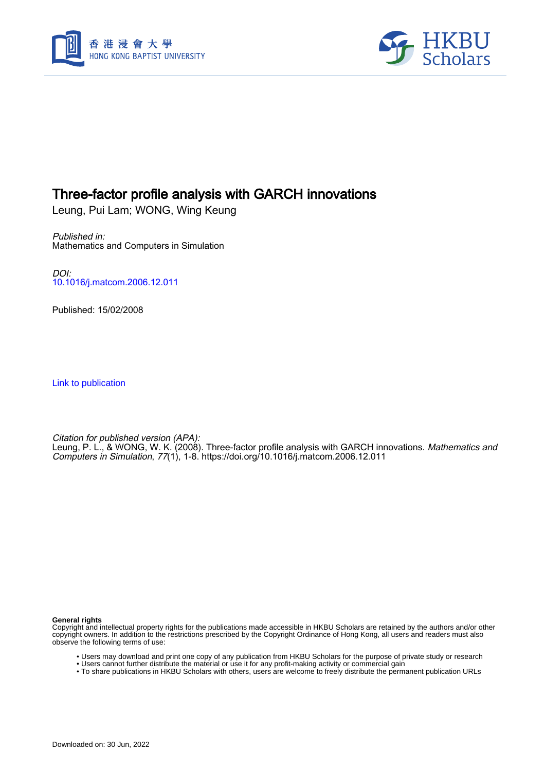# Three-factor profile analysis with GARCH innovations

Leung, Pui Lam; WONG, Wing Keung

*Published in:*
Mathematics and Computers in Simulation

*DOI:*
10.1016/j.matcom.2006.12.011

Published: 15/02/2008

Link to publication

*Citation for published version (APA):*
Leung, P. L., & WONG, W. K. (2008). Three-factor profile analysis with GARCH innovations. *Mathematics and Computers in Simulation*, *77*(1), 1-8. https://doi.org/10.1016/j.matcom.2006.12.011

**General rights**
Copyright and intellectual property rights for the publications made accessible in HKBU Scholars are retained by the authors and/or other copyright owners. In addition to the restrictions prescribed by the Copyright Ordinance of Hong Kong, all users and readers must also observe the following terms of use:

- Users may download and print one copy of any publication from HKBU Scholars for the purpose of private study or research
- Users cannot further distribute the material or use it for any profit-making activity or commercial gain
- To share publications in HKBU Scholars with others, users are welcome to freely distribute the permanent publication URLs

Downloaded on: 30 Jun, 2022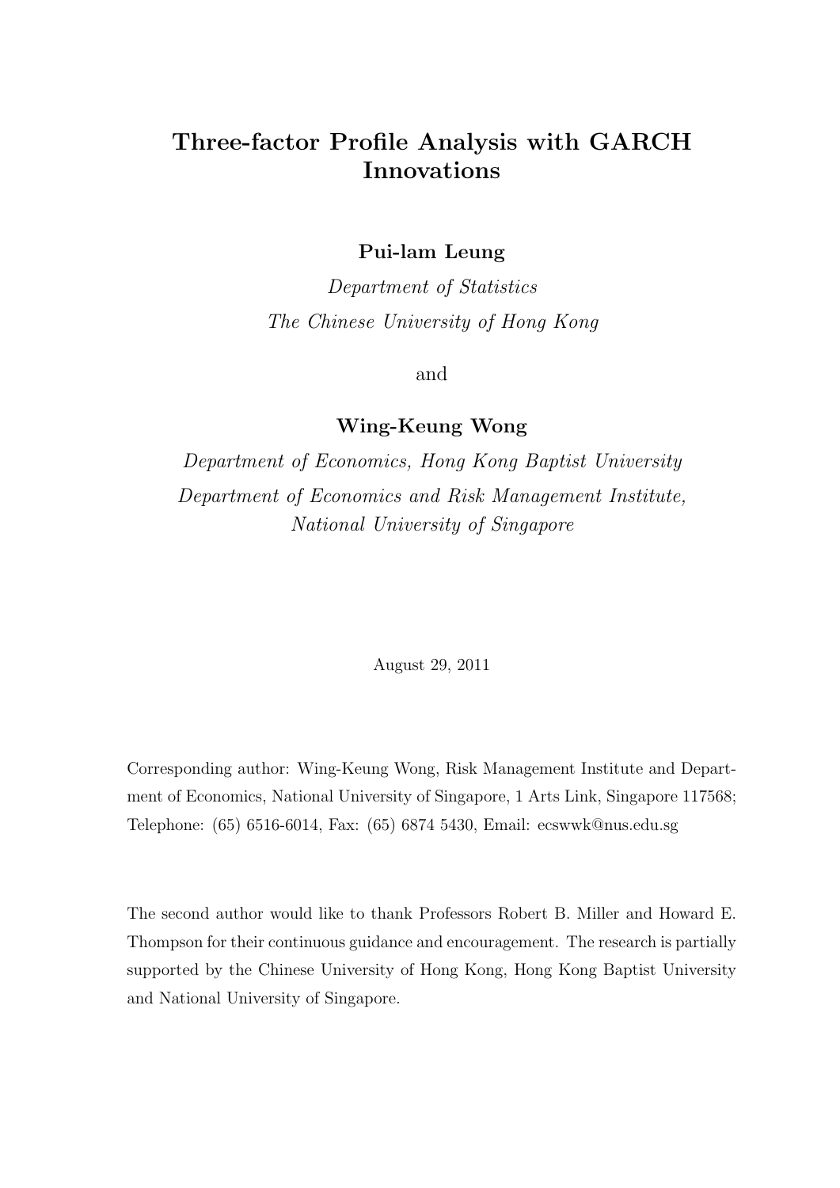# Three-factor Profile Analysis with GARCH Innovations

**Pui-lam Leung**

*Department of Statistics*

*The Chinese University of Hong Kong*

and

**Wing-Keung Wong**

*Department of Economics, Hong Kong Baptist University*

*Department of Economics and Risk Management Institute, National University of Singapore*

August 29, 2011

Corresponding author: Wing-Keung Wong, Risk Management Institute and Department of Economics, National University of Singapore, 1 Arts Link, Singapore 117568; Telephone: (65) 6516-6014, Fax: (65) 6874 5430, Email: ecswwk@nus.edu.sg

The second author would like to thank Professors Robert B. Miller and Howard E. Thompson for their continuous guidance and encouragement. The research is partially supported by the Chinese University of Hong Kong, Hong Kong Baptist University and National University of Singapore.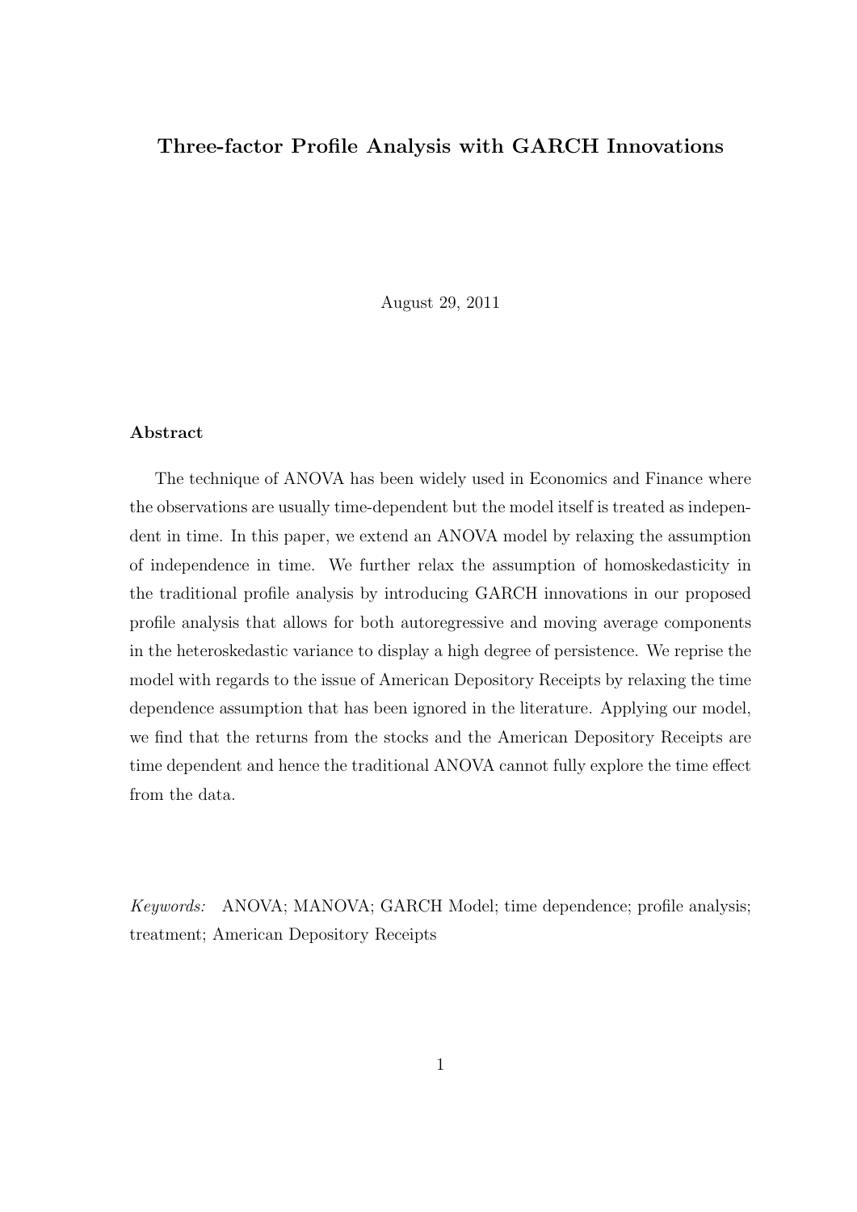# Three-factor Profile Analysis with GARCH Innovations

August 29, 2011

### Abstract

The technique of ANOVA has been widely used in Economics and Finance where the observations are usually time-dependent but the model itself is treated as independent in time. In this paper, we extend an ANOVA model by relaxing the assumption of independence in time. We further relax the assumption of homoskedasticity in the traditional profile analysis by introducing GARCH innovations in our proposed profile analysis that allows for both autoregressive and moving average components in the heteroskedastic variance to display a high degree of persistence. We reprise the model with regards to the issue of American Depository Receipts by relaxing the time dependence assumption that has been ignored in the literature. Applying our model, we find that the returns from the stocks and the American Depository Receipts are time dependent and hence the traditional ANOVA cannot fully explore the time effect from the data.

*Keywords:* ANOVA; MANOVA; GARCH Model; time dependence; profile analysis; treatment; American Depository Receipts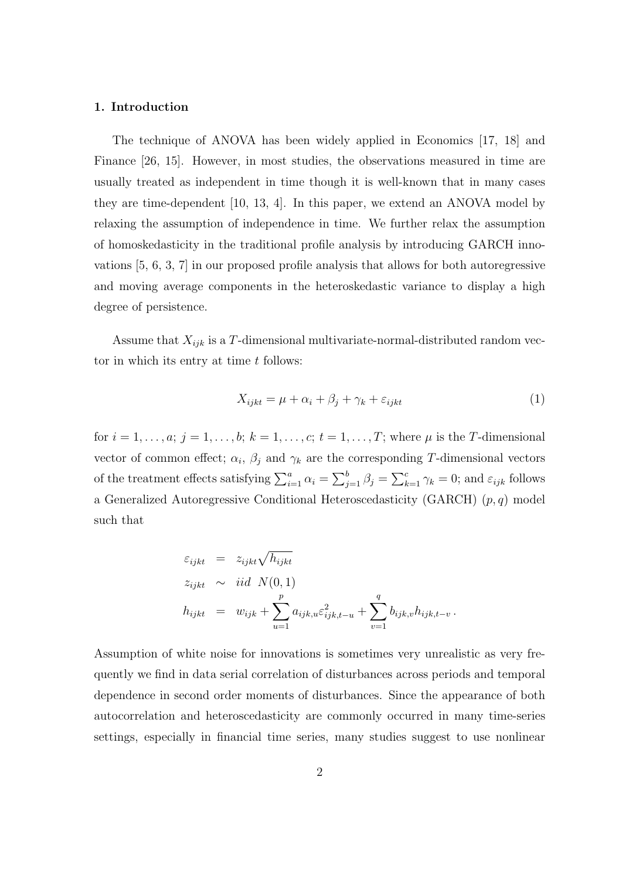## 1. Introduction

The technique of ANOVA has been widely applied in Economics [17, 18] and Finance [26, 15]. However, in most studies, the observations measured in time are usually treated as independent in time though it is well-known that in many cases they are time-dependent [10, 13, 4]. In this paper, we extend an ANOVA model by relaxing the assumption of independence in time. We further relax the assumption of homoskedasticity in the traditional profile analysis by introducing GARCH innovations [5, 6, 3, 7] in our proposed profile analysis that allows for both autoregressive and moving average components in the heteroskedastic variance to display a high degree of persistence.

Assume that $X_{ijk}$ is a $T$-dimensional multivariate-normal-distributed random vector in which its entry at time $t$ follows:

$$X_{ijkt} = \mu + \alpha_i + \beta_j + \gamma_k + \varepsilon_{ijkt} \tag{1}$$

for $i = 1, \ldots, a$; $j = 1, \ldots, b$; $k = 1, \ldots, c$; $t = 1, \ldots, T$; where $\mu$ is the $T$-dimensional vector of common effect; $\alpha_i$, $\beta_j$ and $\gamma_k$ are the corresponding $T$-dimensional vectors of the treatment effects satisfying $\sum_{i=1}^{a} \alpha_i = \sum_{j=1}^{b} \beta_j = \sum_{k=1}^{c} \gamma_k = 0$; and $\varepsilon_{ijk}$ follows a Generalized Autoregressive Conditional Heteroscedasticity (GARCH) $(p, q)$ model such that

$$\begin{aligned}
\varepsilon_{ijkt} &= z_{ijkt}\sqrt{h_{ijkt}} \\
z_{ijkt} &\sim iid \;\; N(0,1) \\
h_{ijkt} &= w_{ijk} + \sum_{u=1}^{p} a_{ijk,u}\varepsilon^2_{ijk,t-u} + \sum_{v=1}^{q} b_{ijk,v}h_{ijk,t-v}\,.
\end{aligned}$$

Assumption of white noise for innovations is sometimes very unrealistic as very frequently we find in data serial correlation of disturbances across periods and temporal dependence in second order moments of disturbances. Since the appearance of both autocorrelation and heteroscedasticity are commonly occurred in many time-series settings, especially in financial time series, many studies suggest to use nonlinear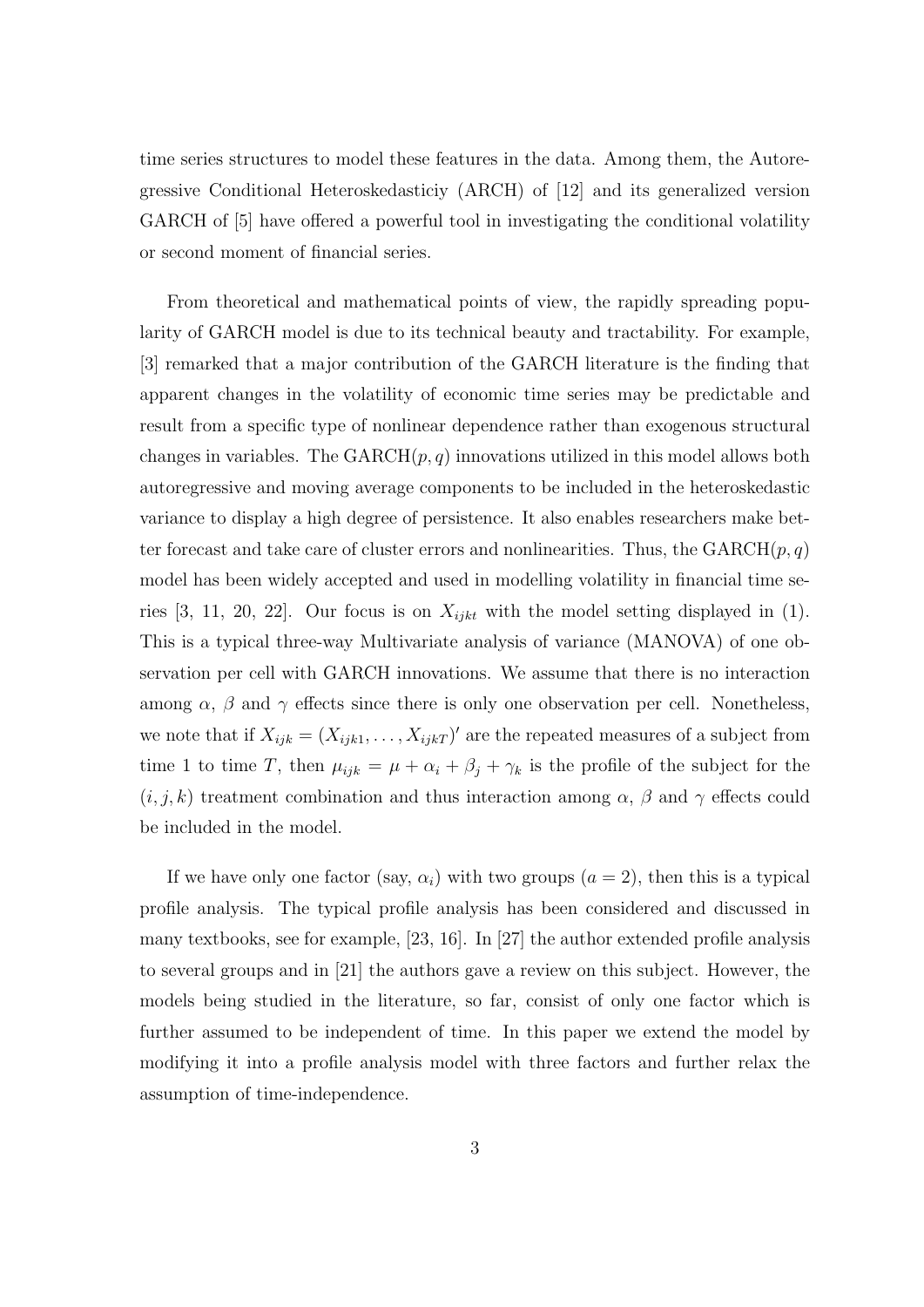time series structures to model these features in the data. Among them, the Autoregressive Conditional Heteroskedasticiy (ARCH) of [12] and its generalized version GARCH of [5] have offered a powerful tool in investigating the conditional volatility or second moment of financial series.

From theoretical and mathematical points of view, the rapidly spreading popularity of GARCH model is due to its technical beauty and tractability. For example, [3] remarked that a major contribution of the GARCH literature is the finding that apparent changes in the volatility of economic time series may be predictable and result from a specific type of nonlinear dependence rather than exogenous structural changes in variables. The GARCH$(p, q)$ innovations utilized in this model allows both autoregressive and moving average components to be included in the heteroskedastic variance to display a high degree of persistence. It also enables researchers make better forecast and take care of cluster errors and nonlinearities. Thus, the GARCH$(p, q)$ model has been widely accepted and used in modelling volatility in financial time series [3, 11, 20, 22]. Our focus is on $X_{ijkt}$ with the model setting displayed in (1). This is a typical three-way Multivariate analysis of variance (MANOVA) of one observation per cell with GARCH innovations. We assume that there is no interaction among $\alpha$, $\beta$ and $\gamma$ effects since there is only one observation per cell. Nonetheless, we note that if $X_{ijk} = (X_{ijk1}, \ldots, X_{ijkT})'$ are the repeated measures of a subject from time 1 to time $T$, then $\mu_{ijk} = \mu + \alpha_i + \beta_j + \gamma_k$ is the profile of the subject for the $(i, j, k)$ treatment combination and thus interaction among $\alpha$, $\beta$ and $\gamma$ effects could be included in the model.

If we have only one factor (say, $\alpha_i$) with two groups ($a = 2$), then this is a typical profile analysis. The typical profile analysis has been considered and discussed in many textbooks, see for example, [23, 16]. In [27] the author extended profile analysis to several groups and in [21] the authors gave a review on this subject. However, the models being studied in the literature, so far, consist of only one factor which is further assumed to be independent of time. In this paper we extend the model by modifying it into a profile analysis model with three factors and further relax the assumption of time-independence.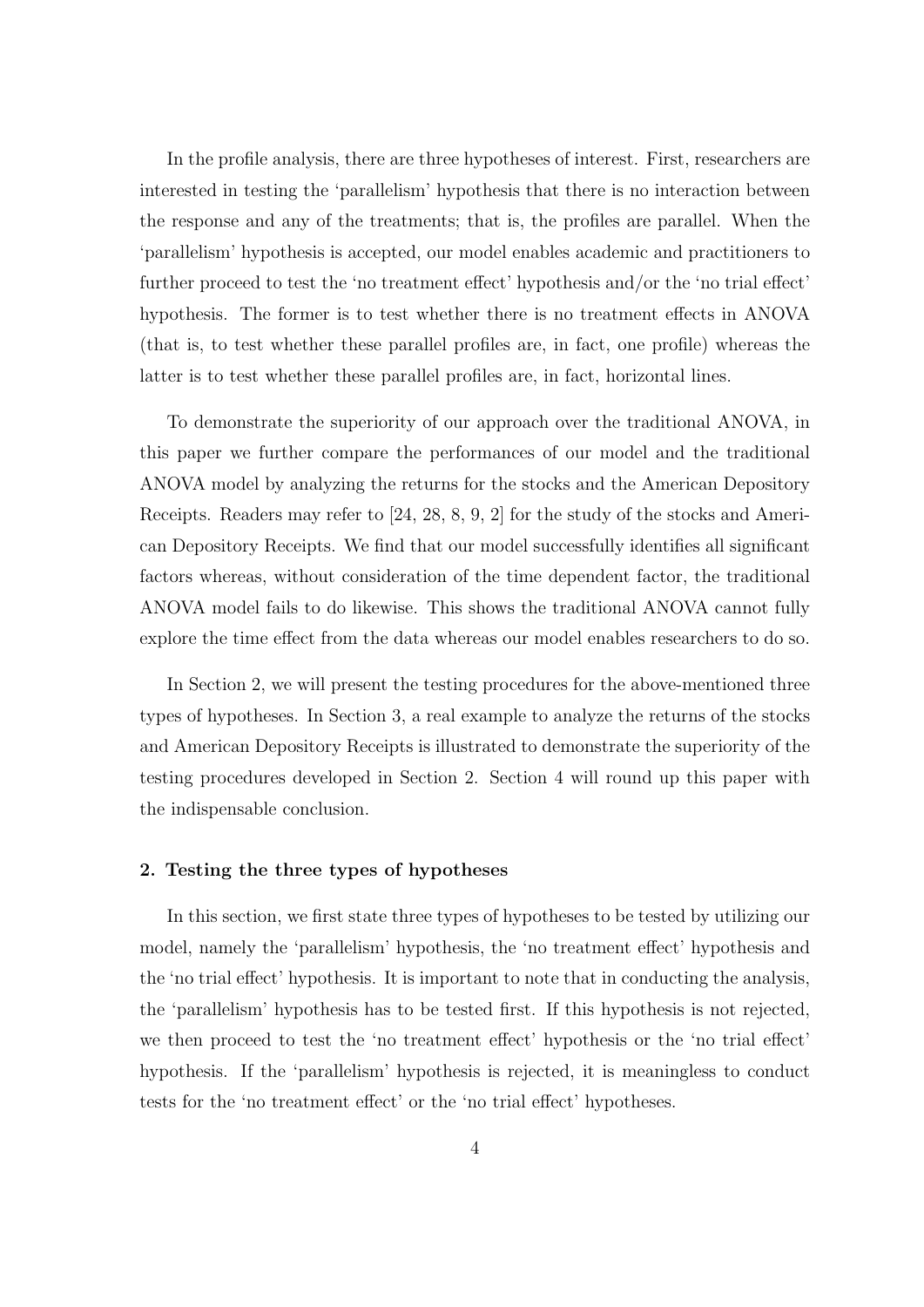In the profile analysis, there are three hypotheses of interest. First, researchers are interested in testing the 'parallelism' hypothesis that there is no interaction between the response and any of the treatments; that is, the profiles are parallel. When the 'parallelism' hypothesis is accepted, our model enables academic and practitioners to further proceed to test the 'no treatment effect' hypothesis and/or the 'no trial effect' hypothesis. The former is to test whether there is no treatment effects in ANOVA (that is, to test whether these parallel profiles are, in fact, one profile) whereas the latter is to test whether these parallel profiles are, in fact, horizontal lines.

To demonstrate the superiority of our approach over the traditional ANOVA, in this paper we further compare the performances of our model and the traditional ANOVA model by analyzing the returns for the stocks and the American Depository Receipts. Readers may refer to [24, 28, 8, 9, 2] for the study of the stocks and American Depository Receipts. We find that our model successfully identifies all significant factors whereas, without consideration of the time dependent factor, the traditional ANOVA model fails to do likewise. This shows the traditional ANOVA cannot fully explore the time effect from the data whereas our model enables researchers to do so.

In Section 2, we will present the testing procedures for the above-mentioned three types of hypotheses. In Section 3, a real example to analyze the returns of the stocks and American Depository Receipts is illustrated to demonstrate the superiority of the testing procedures developed in Section 2. Section 4 will round up this paper with the indispensable conclusion.

## 2. Testing the three types of hypotheses

In this section, we first state three types of hypotheses to be tested by utilizing our model, namely the 'parallelism' hypothesis, the 'no treatment effect' hypothesis and the 'no trial effect' hypothesis. It is important to note that in conducting the analysis, the 'parallelism' hypothesis has to be tested first. If this hypothesis is not rejected, we then proceed to test the 'no treatment effect' hypothesis or the 'no trial effect' hypothesis. If the 'parallelism' hypothesis is rejected, it is meaningless to conduct tests for the 'no treatment effect' or the 'no trial effect' hypotheses.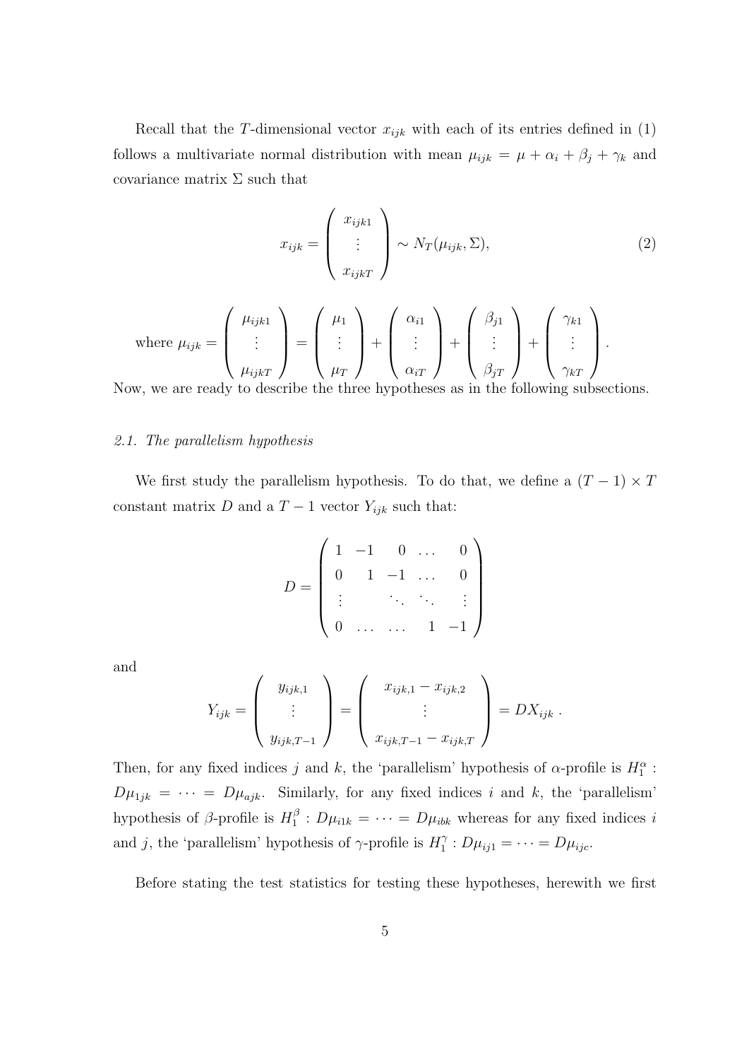Recall that the $T$-dimensional vector $x_{ijk}$ with each of its entries defined in (1) follows a multivariate normal distribution with mean $\mu_{ijk} = \mu + \alpha_i + \beta_j + \gamma_k$ and covariance matrix $\Sigma$ such that

$$x_{ijk} = \begin{pmatrix} x_{ijk1} \\ \vdots \\ x_{ijkT} \end{pmatrix} \sim N_T(\mu_{ijk}, \Sigma), \tag{2}$$

where $\mu_{ijk} = \begin{pmatrix} \mu_{ijk1} \\ \vdots \\ \mu_{ijkT} \end{pmatrix} = \begin{pmatrix} \mu_1 \\ \vdots \\ \mu_T \end{pmatrix} + \begin{pmatrix} \alpha_{i1} \\ \vdots \\ \alpha_{iT} \end{pmatrix} + \begin{pmatrix} \beta_{j1} \\ \vdots \\ \beta_{jT} \end{pmatrix} + \begin{pmatrix} \gamma_{k1} \\ \vdots \\ \gamma_{kT} \end{pmatrix}$.

Now, we are ready to describe the three hypotheses as in the following subsections.

## *2.1. The parallelism hypothesis*

We first study the parallelism hypothesis. To do that, we define a $(T-1) \times T$ constant matrix $D$ and a $T-1$ vector $Y_{ijk}$ such that:

$$D = \begin{pmatrix} 1 & -1 & 0 & \dots & 0 \\ 0 & 1 & -1 & \dots & 0 \\ \vdots & & \ddots & \ddots & \vdots \\ 0 & \dots & \dots & 1 & -1 \end{pmatrix}$$

and

$$Y_{ijk} = \begin{pmatrix} y_{ijk,1} \\ \vdots \\ y_{ijk,T-1} \end{pmatrix} = \begin{pmatrix} x_{ijk,1} - x_{ijk,2} \\ \vdots \\ x_{ijk,T-1} - x_{ijk,T} \end{pmatrix} = DX_{ijk} \, .$$

Then, for any fixed indices $j$ and $k$, the 'parallelism' hypothesis of $\alpha$-profile is $H_1^\alpha$ : $D\mu_{1jk} = \cdots = D\mu_{ajk}$. Similarly, for any fixed indices $i$ and $k$, the 'parallelism' hypothesis of $\beta$-profile is $H_1^\beta : D\mu_{i1k} = \cdots = D\mu_{ibk}$ whereas for any fixed indices $i$ and $j$, the 'parallelism' hypothesis of $\gamma$-profile is $H_1^\gamma : D\mu_{ij1} = \cdots = D\mu_{ijc}$.

Before stating the test statistics for testing these hypotheses, herewith we first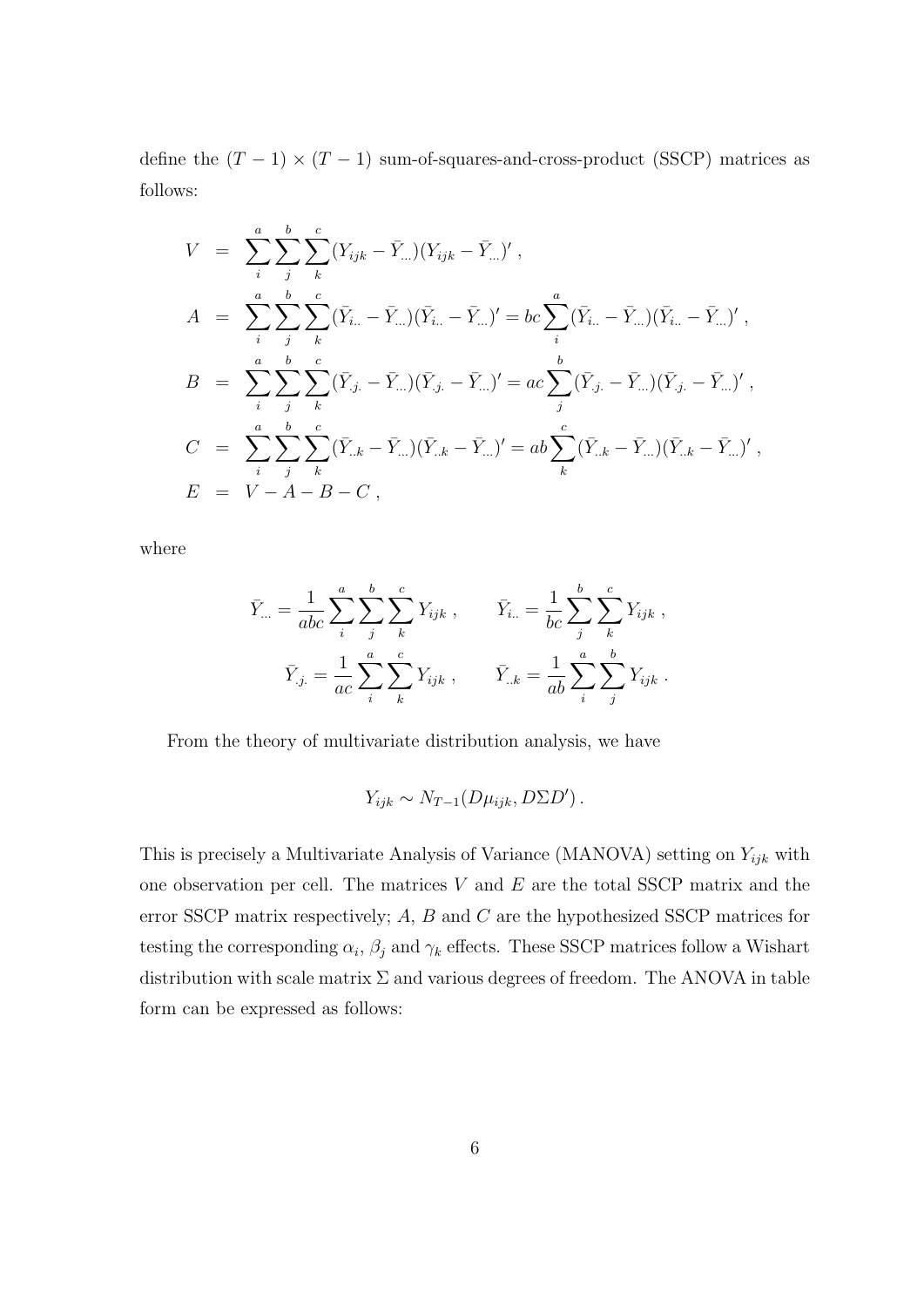define the $(T-1) \times (T-1)$ sum-of-squares-and-cross-product (SSCP) matrices as follows:

$$
\begin{aligned}
V &= \sum_i^a \sum_j^b \sum_k^c (Y_{ijk} - \bar{Y}_{...})(Y_{ijk} - \bar{Y}_{...})' \,, \\
A &= \sum_i^a \sum_j^b \sum_k^c (\bar{Y}_{i..} - \bar{Y}_{...})(\bar{Y}_{i..} - \bar{Y}_{...})' = bc \sum_i^a (\bar{Y}_{i..} - \bar{Y}_{...})(\bar{Y}_{i..} - \bar{Y}_{...})' \,, \\
B &= \sum_i^a \sum_j^b \sum_k^c (\bar{Y}_{.j.} - \bar{Y}_{...})(\bar{Y}_{.j.} - \bar{Y}_{...})' = ac \sum_j^b (\bar{Y}_{.j.} - \bar{Y}_{...})(\bar{Y}_{.j.} - \bar{Y}_{...})' \,, \\
C &= \sum_i^a \sum_j^b \sum_k^c (\bar{Y}_{..k} - \bar{Y}_{...})(\bar{Y}_{..k} - \bar{Y}_{...})' = ab \sum_k^c (\bar{Y}_{..k} - \bar{Y}_{...})(\bar{Y}_{..k} - \bar{Y}_{...})' \,, \\
E &= V - A - B - C \,,
\end{aligned}
$$

where

$$
\bar{Y}_{...} = \frac{1}{abc} \sum_i^a \sum_j^b \sum_k^c Y_{ijk} \,, \qquad \bar{Y}_{i..} = \frac{1}{bc} \sum_j^b \sum_k^c Y_{ijk} \,,
$$

$$
\bar{Y}_{.j.} = \frac{1}{ac} \sum_i^a \sum_k^c Y_{ijk} \,, \qquad \bar{Y}_{..k} = \frac{1}{ab} \sum_i^a \sum_j^b Y_{ijk} \,.
$$

From the theory of multivariate distribution analysis, we have

$$
Y_{ijk} \sim N_{T-1}(D\mu_{ijk}, D\Sigma D') \,.
$$

This is precisely a Multivariate Analysis of Variance (MANOVA) setting on $Y_{ijk}$ with one observation per cell. The matrices $V$ and $E$ are the total SSCP matrix and the error SSCP matrix respectively; $A$, $B$ and $C$ are the hypothesized SSCP matrices for testing the corresponding $\alpha_i$, $\beta_j$ and $\gamma_k$ effects. These SSCP matrices follow a Wishart distribution with scale matrix $\Sigma$ and various degrees of freedom. The ANOVA in table form can be expressed as follows: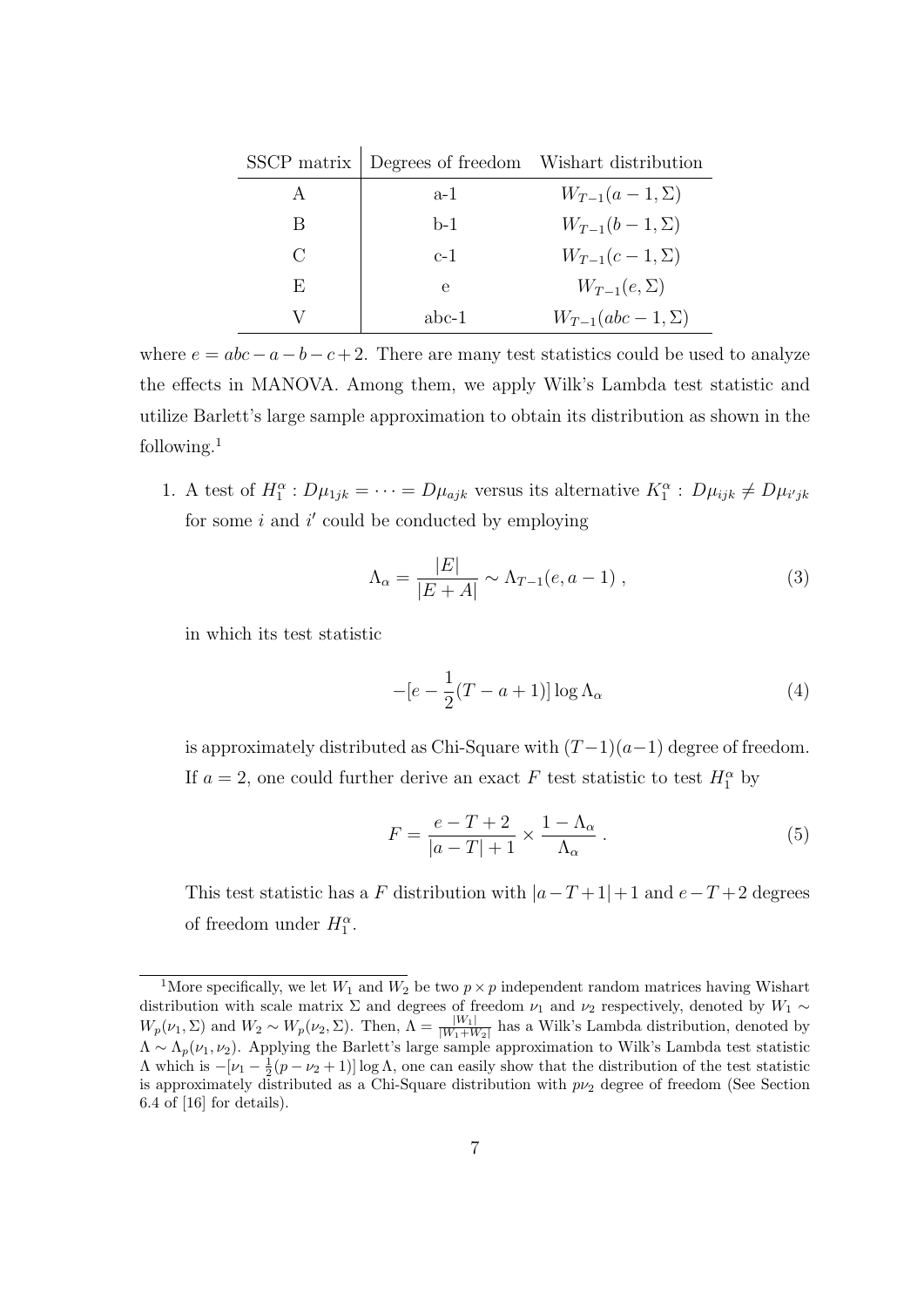| SSCP matrix | Degrees of freedom | Wishart distribution |
|---|---|---|
| A | a-1 | $W_{T-1}(a-1, \Sigma)$ |
| B | b-1 | $W_{T-1}(b-1, \Sigma)$ |
| C | c-1 | $W_{T-1}(c-1, \Sigma)$ |
| E | e | $W_{T-1}(e, \Sigma)$ |
| V | abc-1 | $W_{T-1}(abc-1, \Sigma)$ |

where $e = abc - a - b - c + 2$. There are many test statistics could be used to analyze the effects in MANOVA. Among them, we apply Wilk's Lambda test statistic and utilize Barlett's large sample approximation to obtain its distribution as shown in the following.[1]

1. A test of $H_1^\alpha : D\mu_{1jk} = \cdots = D\mu_{ajk}$ versus its alternative $K_1^\alpha : D\mu_{ijk} \neq D\mu_{i'jk}$ for some $i$ and $i'$ could be conducted by employing

$$\Lambda_\alpha = \frac{|E|}{|E + A|} \sim \Lambda_{T-1}(e, a-1) \,, \tag{3}$$

in which its test statistic

$$-[e - \frac{1}{2}(T - a + 1)] \log \Lambda_\alpha \tag{4}$$

is approximately distributed as Chi-Square with $(T-1)(a-1)$ degree of freedom. If $a = 2$, one could further derive an exact $F$ test statistic to test $H_1^\alpha$ by

$$F = \frac{e - T + 2}{|a - T| + 1} \times \frac{1 - \Lambda_\alpha}{\Lambda_\alpha} \,. \tag{5}$$

This test statistic has a $F$ distribution with $|a - T + 1| + 1$ and $e - T + 2$ degrees of freedom under $H_1^\alpha$.

[1] More specifically, we let $W_1$ and $W_2$ be two $p \times p$ independent random matrices having Wishart distribution with scale matrix $\Sigma$ and degrees of freedom $\nu_1$ and $\nu_2$ respectively, denoted by $W_1 \sim W_p(\nu_1, \Sigma)$ and $W_2 \sim W_p(\nu_2, \Sigma)$. Then, $\Lambda = \frac{|W_1|}{|W_1 + W_2|}$ has a Wilk's Lambda distribution, denoted by $\Lambda \sim \Lambda_p(\nu_1, \nu_2)$. Applying the Barlett's large sample approximation to Wilk's Lambda test statistic $\Lambda$ which is $-[\nu_1 - \frac{1}{2}(p - \nu_2 + 1)] \log \Lambda$, one can easily show that the distribution of the test statistic is approximately distributed as a Chi-Square distribution with $p\nu_2$ degree of freedom (See Section 6.4 of [16] for details).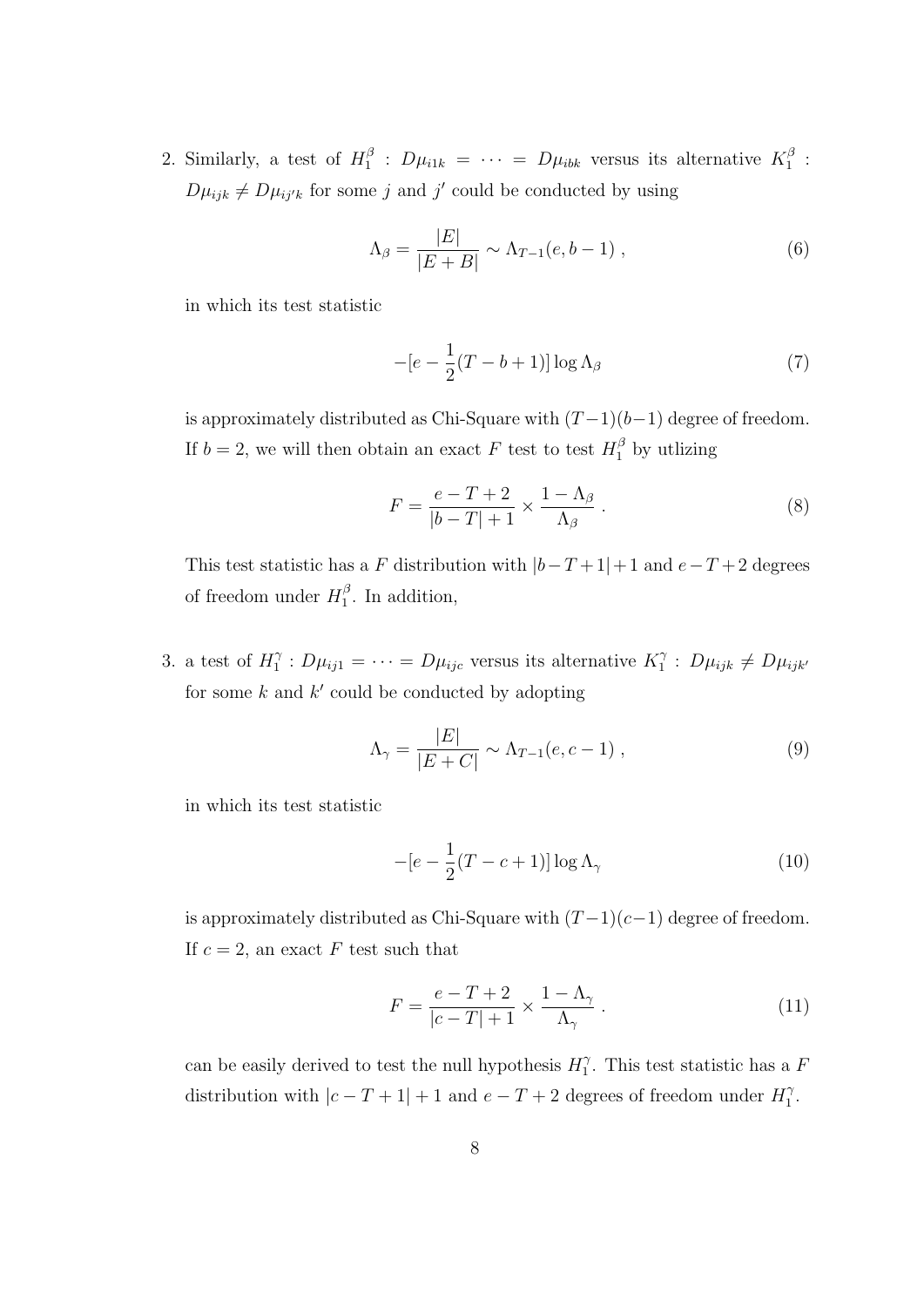2. Similarly, a test of $H_1^\beta$ : $D\mu_{i1k} = \cdots = D\mu_{ibk}$ versus its alternative $K_1^\beta$ : $D\mu_{ijk} \neq D\mu_{ij'k}$ for some $j$ and $j'$ could be conducted by using

$$\Lambda_\beta = \frac{|E|}{|E+B|} \sim \Lambda_{T-1}(e, b-1) \ , \tag{6}$$

in which its test statistic

$$-[e - \frac{1}{2}(T-b+1)] \log \Lambda_\beta \tag{7}$$

is approximately distributed as Chi-Square with $(T-1)(b-1)$ degree of freedom. If $b = 2$, we will then obtain an exact $F$ test to test $H_1^\beta$ by utlizing

$$F = \frac{e-T+2}{|b-T|+1} \times \frac{1-\Lambda_\beta}{\Lambda_\beta} \ . \tag{8}$$

This test statistic has a $F$ distribution with $|b-T+1|+1$ and $e-T+2$ degrees of freedom under $H_1^\beta$. In addition,

3. a test of $H_1^\gamma$ : $D\mu_{ij1} = \cdots = D\mu_{ijc}$ versus its alternative $K_1^\gamma$ : $D\mu_{ijk} \neq D\mu_{ijk'}$ for some $k$ and $k'$ could be conducted by adopting

$$\Lambda_\gamma = \frac{|E|}{|E+C|} \sim \Lambda_{T-1}(e, c-1) \ , \tag{9}$$

in which its test statistic

$$-[e - \frac{1}{2}(T-c+1)] \log \Lambda_\gamma \tag{10}$$

is approximately distributed as Chi-Square with $(T-1)(c-1)$ degree of freedom. If $c = 2$, an exact $F$ test such that

$$F = \frac{e-T+2}{|c-T|+1} \times \frac{1-\Lambda_\gamma}{\Lambda_\gamma} \ . \tag{11}$$

can be easily derived to test the null hypothesis $H_1^\gamma$. This test statistic has a $F$ distribution with $|c-T+1|+1$ and $e-T+2$ degrees of freedom under $H_1^\gamma$.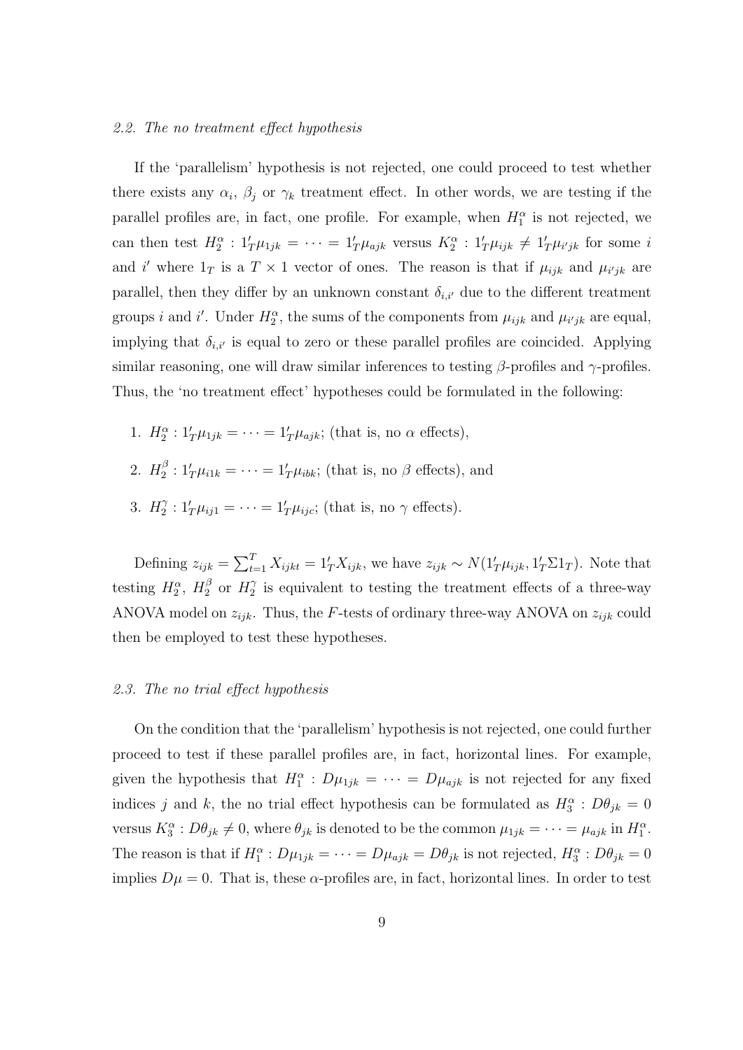### 2.2. The no treatment effect hypothesis

If the 'parallelism' hypothesis is not rejected, one could proceed to test whether there exists any $\alpha_i$, $\beta_j$ or $\gamma_k$ treatment effect. In other words, we are testing if the parallel profiles are, in fact, one profile. For example, when $H_1^\alpha$ is not rejected, we can then test $H_2^\alpha : 1_T'\mu_{1jk} = \cdots = 1_T'\mu_{ajk}$ versus $K_2^\alpha : 1_T'\mu_{ijk} \neq 1_T'\mu_{i'jk}$ for some $i$ and $i'$ where $1_T$ is a $T \times 1$ vector of ones. The reason is that if $\mu_{ijk}$ and $\mu_{i'jk}$ are parallel, then they differ by an unknown constant $\delta_{i,i'}$ due to the different treatment groups $i$ and $i'$. Under $H_2^\alpha$, the sums of the components from $\mu_{ijk}$ and $\mu_{i'jk}$ are equal, implying that $\delta_{i,i'}$ is equal to zero or these parallel profiles are coincided. Applying similar reasoning, one will draw similar inferences to testing $\beta$-profiles and $\gamma$-profiles. Thus, the 'no treatment effect' hypotheses could be formulated in the following:

1. $H_2^\alpha : 1_T'\mu_{1jk} = \cdots = 1_T'\mu_{ajk}$; (that is, no $\alpha$ effects),
2. $H_2^\beta : 1_T'\mu_{i1k} = \cdots = 1_T'\mu_{ibk}$; (that is, no $\beta$ effects), and
3. $H_2^\gamma : 1_T'\mu_{ij1} = \cdots = 1_T'\mu_{ijc}$; (that is, no $\gamma$ effects).

Defining $z_{ijk} = \sum_{t=1}^{T} X_{ijkt} = 1_T'X_{ijk}$, we have $z_{ijk} \sim N(1_T'\mu_{ijk}, 1_T'\Sigma 1_T)$. Note that testing $H_2^\alpha$, $H_2^\beta$ or $H_2^\gamma$ is equivalent to testing the treatment effects of a three-way ANOVA model on $z_{ijk}$. Thus, the $F$-tests of ordinary three-way ANOVA on $z_{ijk}$ could then be employed to test these hypotheses.

### 2.3. The no trial effect hypothesis

On the condition that the 'parallelism' hypothesis is not rejected, one could further proceed to test if these parallel profiles are, in fact, horizontal lines. For example, given the hypothesis that $H_1^\alpha : D\mu_{1jk} = \cdots = D\mu_{ajk}$ is not rejected for any fixed indices $j$ and $k$, the no trial effect hypothesis can be formulated as $H_3^\alpha : D\theta_{jk} = 0$ versus $K_3^\alpha : D\theta_{jk} \neq 0$, where $\theta_{jk}$ is denoted to be the common $\mu_{1jk} = \cdots = \mu_{ajk}$ in $H_1^\alpha$. The reason is that if $H_1^\alpha : D\mu_{1jk} = \cdots = D\mu_{ajk} = D\theta_{jk}$ is not rejected, $H_3^\alpha : D\theta_{jk} = 0$ implies $D\mu = 0$. That is, these $\alpha$-profiles are, in fact, horizontal lines. In order to test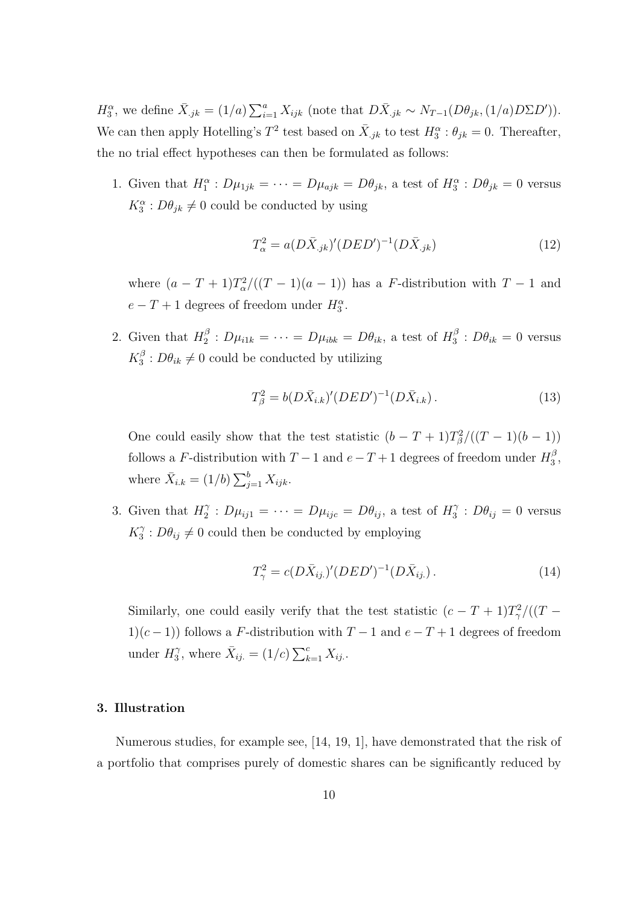$H_3^\alpha$, we define $\bar{X}_{.jk} = (1/a)\sum_{i=1}^{a} X_{ijk}$ (note that $D\bar{X}_{.jk} \sim N_{T-1}(D\theta_{jk}, (1/a)D\Sigma D'))$. We can then apply Hotelling's $T^2$ test based on $\bar{X}_{.jk}$ to test $H_3^\alpha : \theta_{jk} = 0$. Thereafter, the no trial effect hypotheses can then be formulated as follows:

1. Given that $H_1^\alpha : D\mu_{1jk} = \cdots = D\mu_{ajk} = D\theta_{jk}$, a test of $H_3^\alpha : D\theta_{jk} = 0$ versus $K_3^\alpha : D\theta_{jk} \neq 0$ could be conducted by using

$$T_\alpha^2 = a(D\bar{X}_{.jk})'(DED')^{-1}(D\bar{X}_{.jk}) \tag{12}$$

   where $(a - T + 1)T_\alpha^2/((T-1)(a-1))$ has a $F$-distribution with $T-1$ and $e - T + 1$ degrees of freedom under $H_3^\alpha$.

2. Given that $H_2^\beta : D\mu_{i1k} = \cdots = D\mu_{ibk} = D\theta_{ik}$, a test of $H_3^\beta : D\theta_{ik} = 0$ versus $K_3^\beta : D\theta_{ik} \neq 0$ could be conducted by utilizing

$$T_\beta^2 = b(D\bar{X}_{i.k})'(DED')^{-1}(D\bar{X}_{i.k})\,. \tag{13}$$

   One could easily show that the test statistic $(b - T + 1)T_\beta^2/((T-1)(b-1))$ follows a $F$-distribution with $T-1$ and $e-T+1$ degrees of freedom under $H_3^\beta$, where $\bar{X}_{i.k} = (1/b)\sum_{j=1}^{b} X_{ijk}$.

3. Given that $H_2^\gamma : D\mu_{ij1} = \cdots = D\mu_{ijc} = D\theta_{ij}$, a test of $H_3^\gamma : D\theta_{ij} = 0$ versus $K_3^\gamma : D\theta_{ij} \neq 0$ could then be conducted by employing

$$T_\gamma^2 = c(D\bar{X}_{ij.})'(DED')^{-1}(D\bar{X}_{ij.})\,. \tag{14}$$

   Similarly, one could easily verify that the test statistic $(c - T + 1)T_\gamma^2/((T-1)(c-1))$ follows a $F$-distribution with $T-1$ and $e-T+1$ degrees of freedom under $H_3^\gamma$, where $\bar{X}_{ij.} = (1/c)\sum_{k=1}^{c} X_{ij.}$.

### 3. Illustration

Numerous studies, for example see, [14, 19, 1], have demonstrated that the risk of a portfolio that comprises purely of domestic shares can be significantly reduced by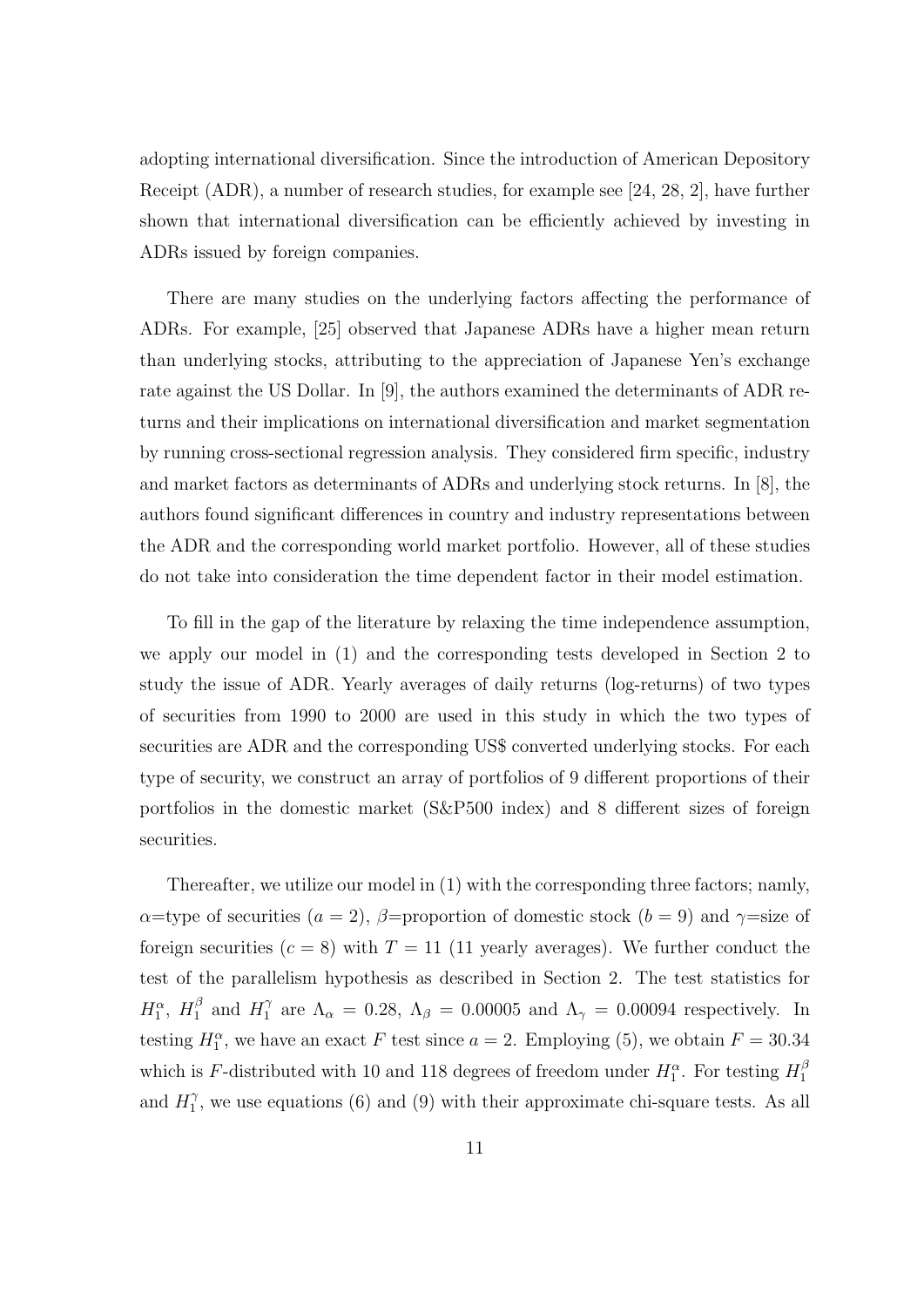adopting international diversification. Since the introduction of American Depository Receipt (ADR), a number of research studies, for example see [24, 28, 2], have further shown that international diversification can be efficiently achieved by investing in ADRs issued by foreign companies.

There are many studies on the underlying factors affecting the performance of ADRs. For example, [25] observed that Japanese ADRs have a higher mean return than underlying stocks, attributing to the appreciation of Japanese Yen's exchange rate against the US Dollar. In [9], the authors examined the determinants of ADR returns and their implications on international diversification and market segmentation by running cross-sectional regression analysis. They considered firm specific, industry and market factors as determinants of ADRs and underlying stock returns. In [8], the authors found significant differences in country and industry representations between the ADR and the corresponding world market portfolio. However, all of these studies do not take into consideration the time dependent factor in their model estimation.

To fill in the gap of the literature by relaxing the time independence assumption, we apply our model in (1) and the corresponding tests developed in Section 2 to study the issue of ADR. Yearly averages of daily returns (log-returns) of two types of securities from 1990 to 2000 are used in this study in which the two types of securities are ADR and the corresponding US$ converted underlying stocks. For each type of security, we construct an array of portfolios of 9 different proportions of their portfolios in the domestic market (S&P500 index) and 8 different sizes of foreign securities.

Thereafter, we utilize our model in (1) with the corresponding three factors; namly, $\alpha$=type of securities ($a = 2$), $\beta$=proportion of domestic stock ($b = 9$) and $\gamma$=size of foreign securities ($c = 8$) with $T = 11$ (11 yearly averages). We further conduct the test of the parallelism hypothesis as described in Section 2. The test statistics for $H_1^{\alpha}$, $H_1^{\beta}$ and $H_1^{\gamma}$ are $\Lambda_\alpha = 0.28$, $\Lambda_\beta = 0.00005$ and $\Lambda_\gamma = 0.00094$ respectively. In testing $H_1^{\alpha}$, we have an exact $F$ test since $a = 2$. Employing (5), we obtain $F = 30.34$ which is $F$-distributed with 10 and 118 degrees of freedom under $H_1^{\alpha}$. For testing $H_1^{\beta}$ and $H_1^{\gamma}$, we use equations (6) and (9) with their approximate chi-square tests. As all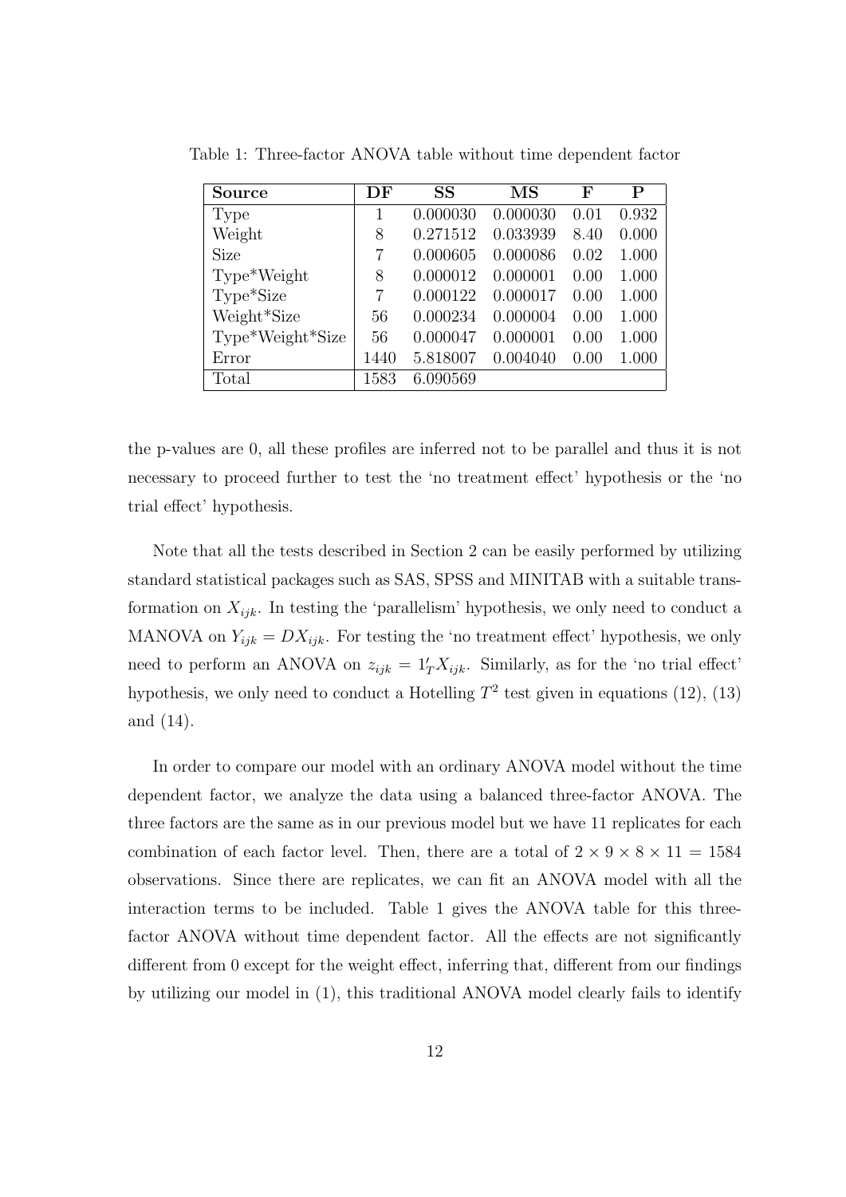Table 1: Three-factor ANOVA table without time dependent factor

| Source | DF | SS | MS | F | P |
|---|---|---|---|---|---|
| Type | 1 | 0.000030 | 0.000030 | 0.01 | 0.932 |
| Weight | 8 | 0.271512 | 0.033939 | 8.40 | 0.000 |
| Size | 7 | 0.000605 | 0.000086 | 0.02 | 1.000 |
| Type*Weight | 8 | 0.000012 | 0.000001 | 0.00 | 1.000 |
| Type*Size | 7 | 0.000122 | 0.000017 | 0.00 | 1.000 |
| Weight*Size | 56 | 0.000234 | 0.000004 | 0.00 | 1.000 |
| Type*Weight*Size | 56 | 0.000047 | 0.000001 | 0.00 | 1.000 |
| Error | 1440 | 5.818007 | 0.004040 | 0.00 | 1.000 |
| Total | 1583 | 6.090569 | | | |

the p-values are 0, all these profiles are inferred not to be parallel and thus it is not necessary to proceed further to test the 'no treatment effect' hypothesis or the 'no trial effect' hypothesis.

Note that all the tests described in Section 2 can be easily performed by utilizing standard statistical packages such as SAS, SPSS and MINITAB with a suitable transformation on $X_{ijk}$. In testing the 'parallelism' hypothesis, we only need to conduct a MANOVA on $Y_{ijk} = DX_{ijk}$. For testing the 'no treatment effect' hypothesis, we only need to perform an ANOVA on $z_{ijk} = 1_T' X_{ijk}$. Similarly, as for the 'no trial effect' hypothesis, we only need to conduct a Hotelling $T^2$ test given in equations (12), (13) and (14).

In order to compare our model with an ordinary ANOVA model without the time dependent factor, we analyze the data using a balanced three-factor ANOVA. The three factors are the same as in our previous model but we have 11 replicates for each combination of each factor level. Then, there are a total of $2 \times 9 \times 8 \times 11 = 1584$ observations. Since there are replicates, we can fit an ANOVA model with all the interaction terms to be included. Table 1 gives the ANOVA table for this three-factor ANOVA without time dependent factor. All the effects are not significantly different from 0 except for the weight effect, inferring that, different from our findings by utilizing our model in (1), this traditional ANOVA model clearly fails to identify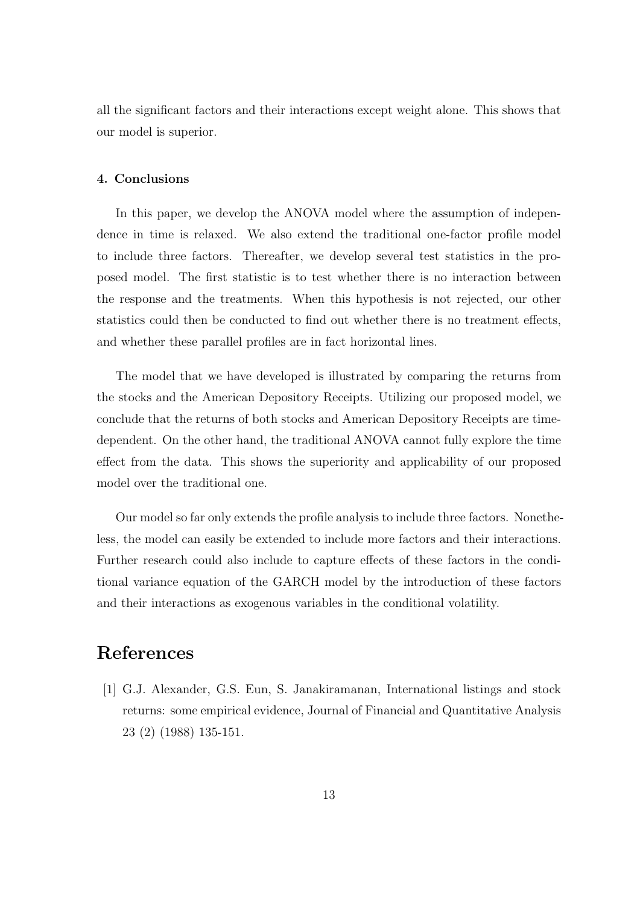all the significant factors and their interactions except weight alone. This shows that our model is superior.

#### 4. Conclusions

In this paper, we develop the ANOVA model where the assumption of independence in time is relaxed. We also extend the traditional one-factor profile model to include three factors. Thereafter, we develop several test statistics in the proposed model. The first statistic is to test whether there is no interaction between the response and the treatments. When this hypothesis is not rejected, our other statistics could then be conducted to find out whether there is no treatment effects, and whether these parallel profiles are in fact horizontal lines.

The model that we have developed is illustrated by comparing the returns from the stocks and the American Depository Receipts. Utilizing our proposed model, we conclude that the returns of both stocks and American Depository Receipts are time-dependent. On the other hand, the traditional ANOVA cannot fully explore the time effect from the data. This shows the superiority and applicability of our proposed model over the traditional one.

Our model so far only extends the profile analysis to include three factors. Nonetheless, the model can easily be extended to include more factors and their interactions. Further research could also include to capture effects of these factors in the conditional variance equation of the GARCH model by the introduction of these factors and their interactions as exogenous variables in the conditional volatility.

## References

[1] G.J. Alexander, G.S. Eun, S. Janakiramanan, International listings and stock returns: some empirical evidence, Journal of Financial and Quantitative Analysis 23 (2) (1988) 135-151.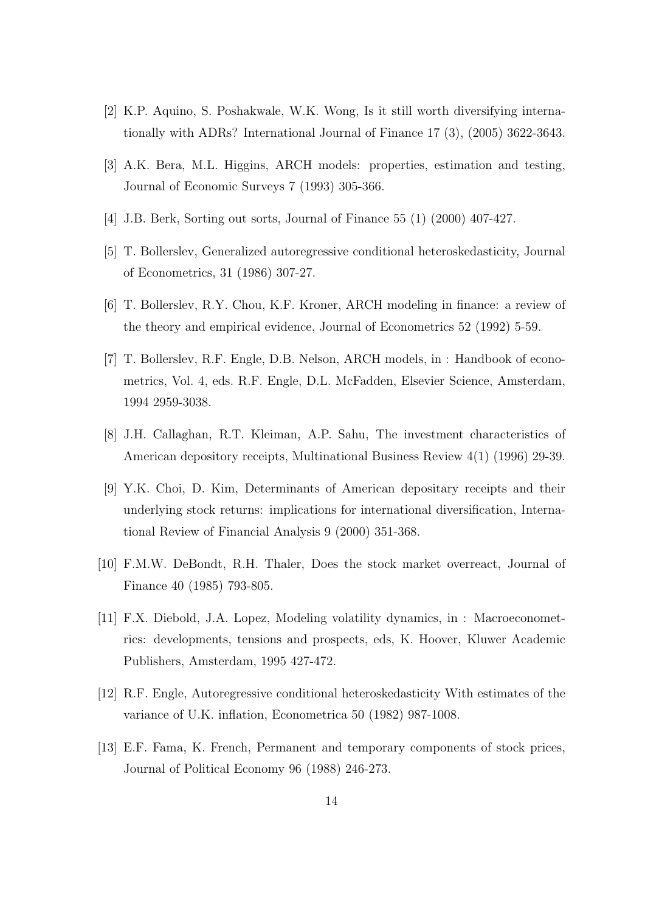[2] K.P. Aquino, S. Poshakwale, W.K. Wong, Is it still worth diversifying internationally with ADRs? International Journal of Finance 17 (3), (2005) 3622-3643.

[3] A.K. Bera, M.L. Higgins, ARCH models: properties, estimation and testing, Journal of Economic Surveys 7 (1993) 305-366.

[4] J.B. Berk, Sorting out sorts, Journal of Finance 55 (1) (2000) 407-427.

[5] T. Bollerslev, Generalized autoregressive conditional heteroskedasticity, Journal of Econometrics, 31 (1986) 307-27.

[6] T. Bollerslev, R.Y. Chou, K.F. Kroner, ARCH modeling in finance: a review of the theory and empirical evidence, Journal of Econometrics 52 (1992) 5-59.

[7] T. Bollerslev, R.F. Engle, D.B. Nelson, ARCH models, in : Handbook of econometrics, Vol. 4, eds. R.F. Engle, D.L. McFadden, Elsevier Science, Amsterdam, 1994 2959-3038.

[8] J.H. Callaghan, R.T. Kleiman, A.P. Sahu, The investment characteristics of American depository receipts, Multinational Business Review 4(1) (1996) 29-39.

[9] Y.K. Choi, D. Kim, Determinants of American depositary receipts and their underlying stock returns: implications for international diversification, International Review of Financial Analysis 9 (2000) 351-368.

[10] F.M.W. DeBondt, R.H. Thaler, Does the stock market overreact, Journal of Finance 40 (1985) 793-805.

[11] F.X. Diebold, J.A. Lopez, Modeling volatility dynamics, in : Macroeconometrics: developments, tensions and prospects, eds, K. Hoover, Kluwer Academic Publishers, Amsterdam, 1995 427-472.

[12] R.F. Engle, Autoregressive conditional heteroskedasticity With estimates of the variance of U.K. inflation, Econometrica 50 (1982) 987-1008.

[13] E.F. Fama, K. French, Permanent and temporary components of stock prices, Journal of Political Economy 96 (1988) 246-273.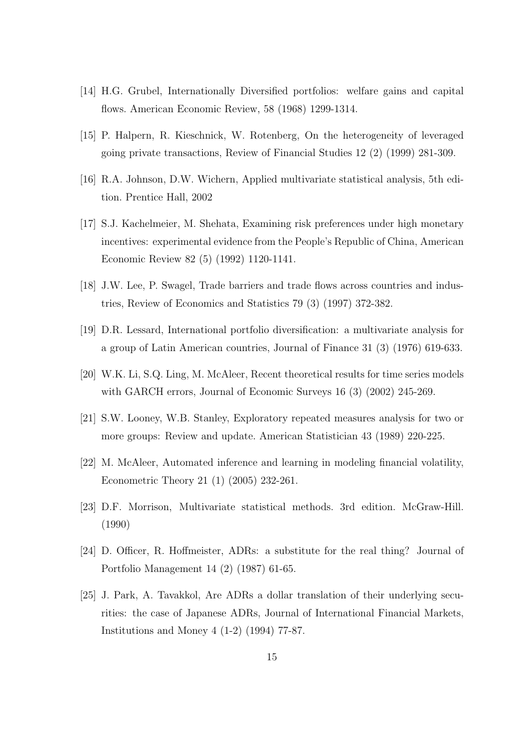[14] H.G. Grubel, Internationally Diversified portfolios: welfare gains and capital flows. American Economic Review, 58 (1968) 1299-1314.

[15] P. Halpern, R. Kieschnick, W. Rotenberg, On the heterogeneity of leveraged going private transactions, Review of Financial Studies 12 (2) (1999) 281-309.

[16] R.A. Johnson, D.W. Wichern, Applied multivariate statistical analysis, 5th edition. Prentice Hall, 2002

[17] S.J. Kachelmeier, M. Shehata, Examining risk preferences under high monetary incentives: experimental evidence from the People's Republic of China, American Economic Review 82 (5) (1992) 1120-1141.

[18] J.W. Lee, P. Swagel, Trade barriers and trade flows across countries and industries, Review of Economics and Statistics 79 (3) (1997) 372-382.

[19] D.R. Lessard, International portfolio diversification: a multivariate analysis for a group of Latin American countries, Journal of Finance 31 (3) (1976) 619-633.

[20] W.K. Li, S.Q. Ling, M. McAleer, Recent theoretical results for time series models with GARCH errors, Journal of Economic Surveys 16 (3) (2002) 245-269.

[21] S.W. Looney, W.B. Stanley, Exploratory repeated measures analysis for two or more groups: Review and update. American Statistician 43 (1989) 220-225.

[22] M. McAleer, Automated inference and learning in modeling financial volatility, Econometric Theory 21 (1) (2005) 232-261.

[23] D.F. Morrison, Multivariate statistical methods. 3rd edition. McGraw-Hill. (1990)

[24] D. Officer, R. Hoffmeister, ADRs: a substitute for the real thing? Journal of Portfolio Management 14 (2) (1987) 61-65.

[25] J. Park, A. Tavakkol, Are ADRs a dollar translation of their underlying securities: the case of Japanese ADRs, Journal of International Financial Markets, Institutions and Money 4 (1-2) (1994) 77-87.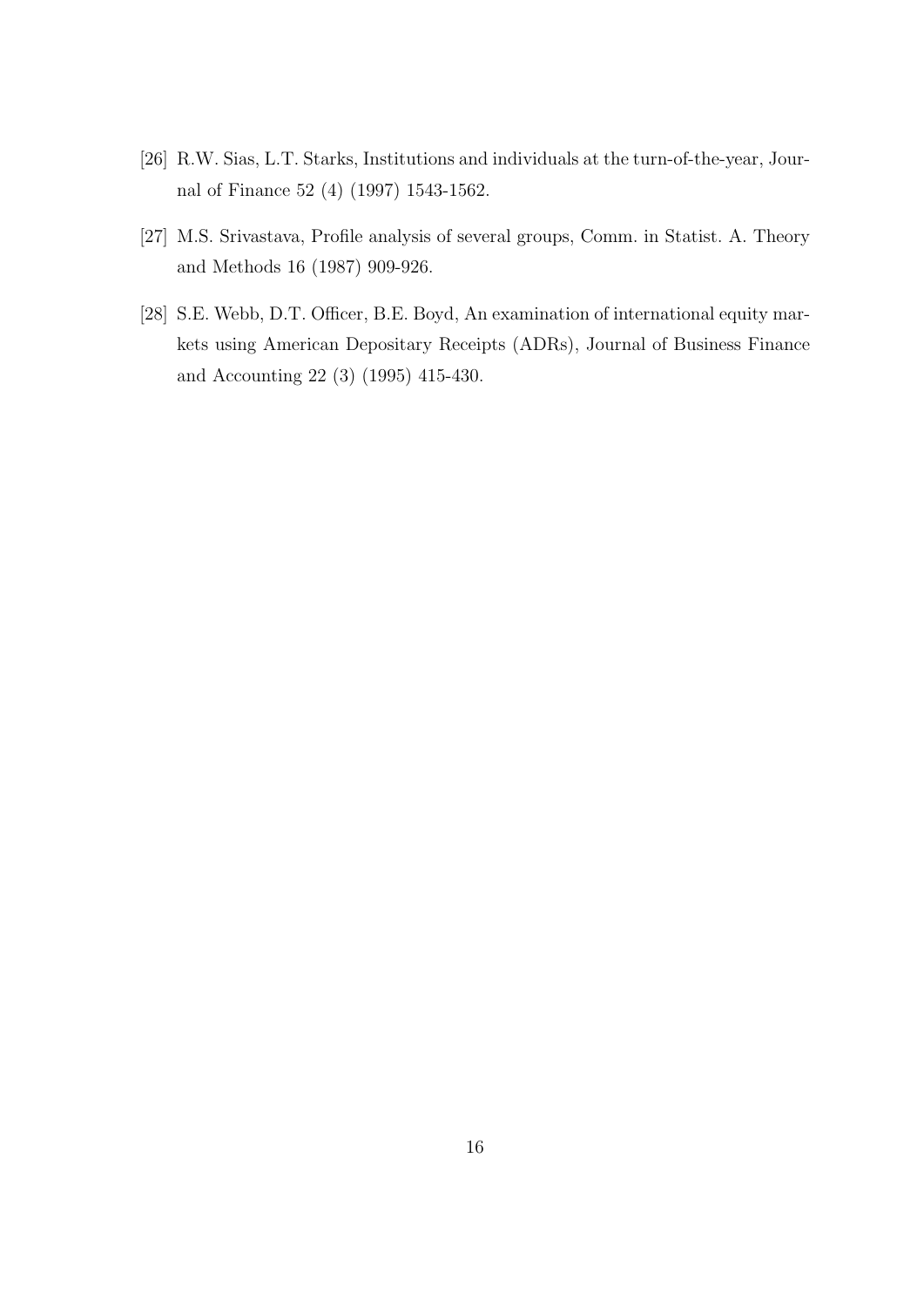[26] R.W. Sias, L.T. Starks, Institutions and individuals at the turn-of-the-year, Journal of Finance 52 (4) (1997) 1543-1562.

[27] M.S. Srivastava, Profile analysis of several groups, Comm. in Statist. A. Theory and Methods 16 (1987) 909-926.

[28] S.E. Webb, D.T. Officer, B.E. Boyd, An examination of international equity markets using American Depositary Receipts (ADRs), Journal of Business Finance and Accounting 22 (3) (1995) 415-430.